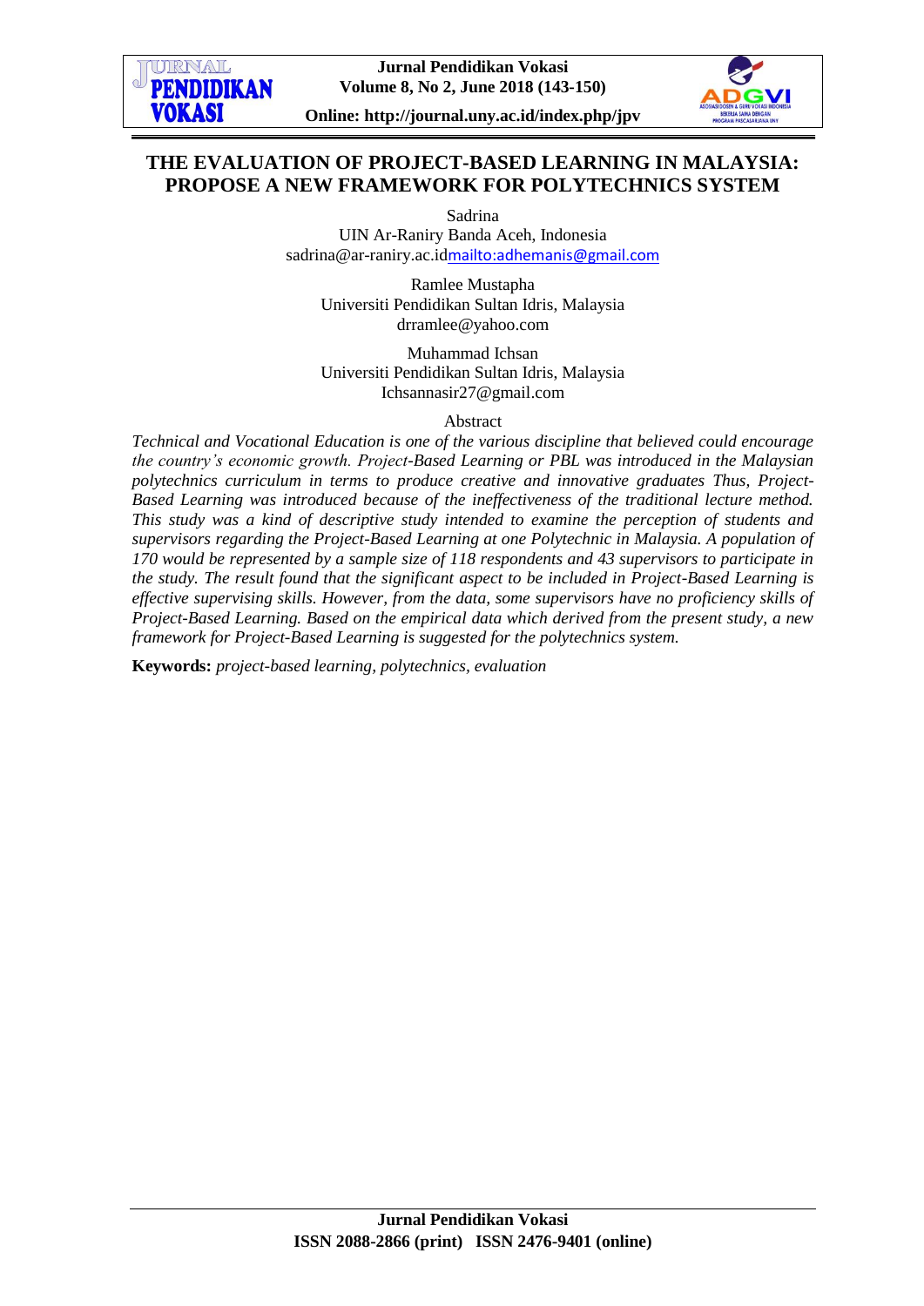# THE EVALUATION OF PROJECT-BASED LEARNING IN MALAYSIA: PROPOSE A NEW FRAMEWORK FOR POLYTECHNICS SYSTEM

Sadrina
UIN Ar-Raniry Banda Aceh, Indonesia
sadrina@ar-raniry.ac.idmailto:adhemanis@gmail.com

Ramlee Mustapha
Universiti Pendidikan Sultan Idris, Malaysia
drramlee@yahoo.com

Muhammad Ichsan
Universiti Pendidikan Sultan Idris, Malaysia
Ichsannasir27@gmail.com

Abstract

*Technical and Vocational Education is one of the various discipline that believed could encourage the country's economic growth. Project-Based Learning or PBL was introduced in the Malaysian polytechnics curriculum in terms to produce creative and innovative graduates Thus, Project-Based Learning was introduced because of the ineffectiveness of the traditional lecture method. This study was a kind of descriptive study intended to examine the perception of students and supervisors regarding the Project-Based Learning at one Polytechnic in Malaysia. A population of 170 would be represented by a sample size of 118 respondents and 43 supervisors to participate in the study. The result found that the significant aspect to be included in Project-Based Learning is effective supervising skills. However, from the data, some supervisors have no proficiency skills of Project-Based Learning. Based on the empirical data which derived from the present study, a new framework for Project-Based Learning is suggested for the polytechnics system.*

**Keywords:** *project-based learning, polytechnics, evaluation*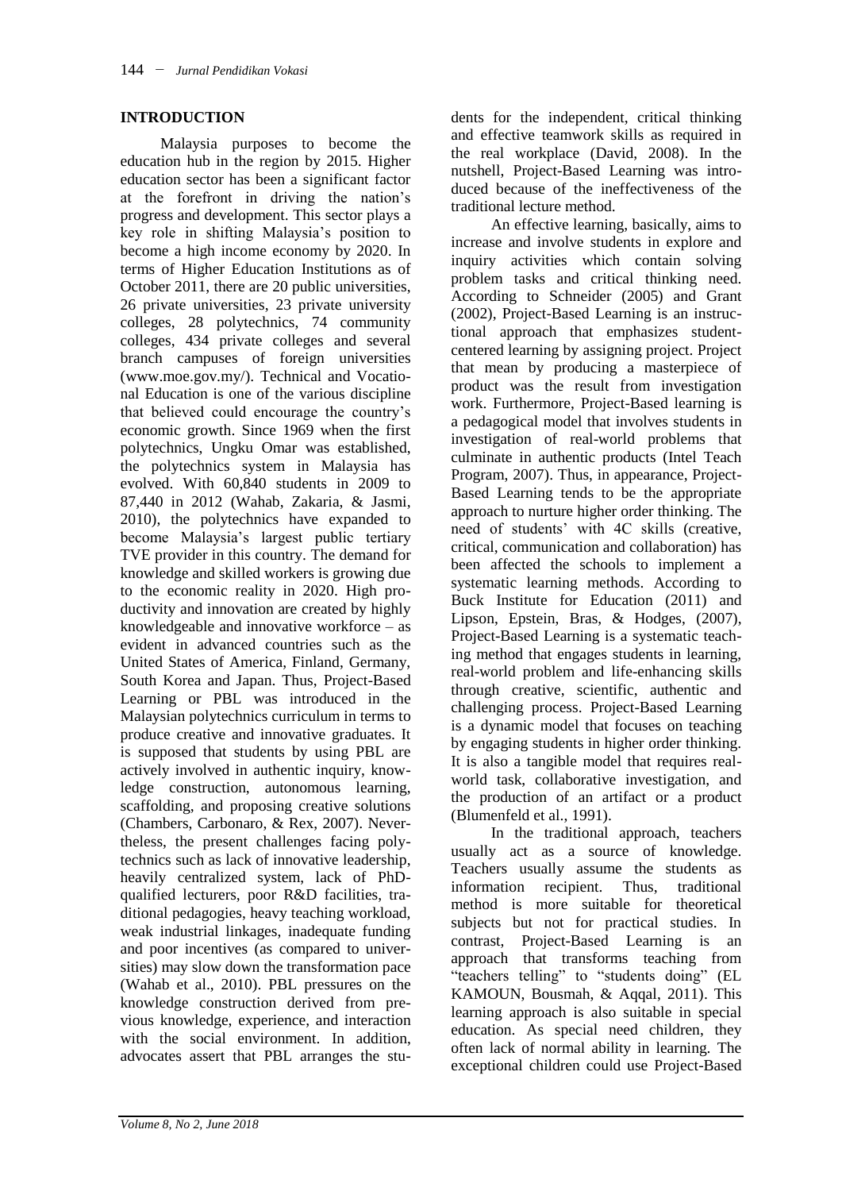## INTRODUCTION

Malaysia purposes to become the education hub in the region by 2015. Higher education sector has been a significant factor at the forefront in driving the nation's progress and development. This sector plays a key role in shifting Malaysia's position to become a high income economy by 2020. In terms of Higher Education Institutions as of October 2011, there are 20 public universities, 26 private universities, 23 private university colleges, 28 polytechnics, 74 community colleges, 434 private colleges and several branch campuses of foreign universities (www.moe.gov.my/). Technical and Vocational Education is one of the various discipline that believed could encourage the country's economic growth. Since 1969 when the first polytechnics, Ungku Omar was established, the polytechnics system in Malaysia has evolved. With 60,840 students in 2009 to 87,440 in 2012 (Wahab, Zakaria, & Jasmi, 2010), the polytechnics have expanded to become Malaysia's largest public tertiary TVE provider in this country. The demand for knowledge and skilled workers is growing due to the economic reality in 2020. High productivity and innovation are created by highly knowledgeable and innovative workforce – as evident in advanced countries such as the United States of America, Finland, Germany, South Korea and Japan. Thus, Project-Based Learning or PBL was introduced in the Malaysian polytechnics curriculum in terms to produce creative and innovative graduates. It is supposed that students by using PBL are actively involved in authentic inquiry, knowledge construction, autonomous learning, scaffolding, and proposing creative solutions (Chambers, Carbonaro, & Rex, 2007). Nevertheless, the present challenges facing polytechnics such as lack of innovative leadership, heavily centralized system, lack of PhD-qualified lecturers, poor R&D facilities, traditional pedagogies, heavy teaching workload, weak industrial linkages, inadequate funding and poor incentives (as compared to universities) may slow down the transformation pace (Wahab et al., 2010). PBL pressures on the knowledge construction derived from previous knowledge, experience, and interaction with the social environment. In addition, advocates assert that PBL arranges the students for the independent, critical thinking and effective teamwork skills as required in the real workplace (David, 2008). In the nutshell, Project-Based Learning was introduced because of the ineffectiveness of the traditional lecture method.

An effective learning, basically, aims to increase and involve students in explore and inquiry activities which contain solving problem tasks and critical thinking need. According to Schneider (2005) and Grant (2002), Project-Based Learning is an instructional approach that emphasizes student-centered learning by assigning project. Project that mean by producing a masterpiece of product was the result from investigation work. Furthermore, Project-Based learning is a pedagogical model that involves students in investigation of real-world problems that culminate in authentic products (Intel Teach Program, 2007). Thus, in appearance, Project-Based Learning tends to be the appropriate approach to nurture higher order thinking. The need of students' with 4C skills (creative, critical, communication and collaboration) has been affected the schools to implement a systematic learning methods. According to Buck Institute for Education (2011) and Lipson, Epstein, Bras, & Hodges, (2007), Project-Based Learning is a systematic teaching method that engages students in learning, real-world problem and life-enhancing skills through creative, scientific, authentic and challenging process. Project-Based Learning is a dynamic model that focuses on teaching by engaging students in higher order thinking. It is also a tangible model that requires real-world task, collaborative investigation, and the production of an artifact or a product (Blumenfeld et al., 1991).

In the traditional approach, teachers usually act as a source of knowledge. Teachers usually assume the students as information recipient. Thus, traditional method is more suitable for theoretical subjects but not for practical studies. In contrast, Project-Based Learning is an approach that transforms teaching from "teachers telling" to "students doing" (EL KAMOUN, Bousmah, & Aqqal, 2011). This learning approach is also suitable in special education. As special need children, they often lack of normal ability in learning. The exceptional children could use Project-Based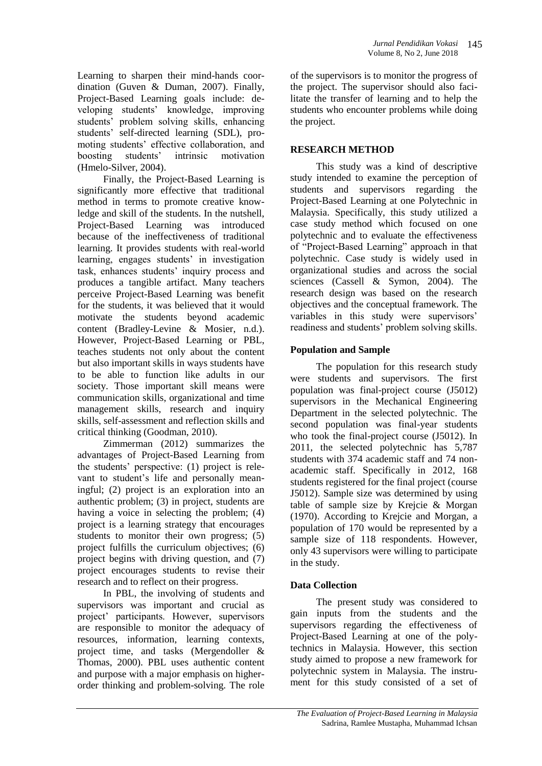Learning to sharpen their mind-hands coordination (Guven & Duman, 2007). Finally, Project-Based Learning goals include: developing students' knowledge, improving students' problem solving skills, enhancing students' self-directed learning (SDL), promoting students' effective collaboration, and boosting students' intrinsic motivation (Hmelo-Silver, 2004).

Finally, the Project-Based Learning is significantly more effective that traditional method in terms to promote creative knowledge and skill of the students. In the nutshell, Project-Based Learning was introduced because of the ineffectiveness of traditional learning. It provides students with real-world learning, engages students' in investigation task, enhances students' inquiry process and produces a tangible artifact. Many teachers perceive Project-Based Learning was benefit for the students, it was believed that it would motivate the students beyond academic content (Bradley-Levine & Mosier, n.d.). However, Project-Based Learning or PBL, teaches students not only about the content but also important skills in ways students have to be able to function like adults in our society. Those important skill means were communication skills, organizational and time management skills, research and inquiry skills, self-assessment and reflection skills and critical thinking (Goodman, 2010).

Zimmerman (2012) summarizes the advantages of Project-Based Learning from the students' perspective: (1) project is relevant to student's life and personally meaningful; (2) project is an exploration into an authentic problem; (3) in project, students are having a voice in selecting the problem; (4) project is a learning strategy that encourages students to monitor their own progress; (5) project fulfills the curriculum objectives; (6) project begins with driving question, and (7) project encourages students to revise their research and to reflect on their progress.

In PBL, the involving of students and supervisors was important and crucial as project' participants. However, supervisors are responsible to monitor the adequacy of resources, information, learning contexts, project time, and tasks (Mergendoller & Thomas, 2000). PBL uses authentic content and purpose with a major emphasis on higher-order thinking and problem-solving. The role of the supervisors is to monitor the progress of the project. The supervisor should also facilitate the transfer of learning and to help the students who encounter problems while doing the project.

## RESEARCH METHOD

This study was a kind of descriptive study intended to examine the perception of students and supervisors regarding the Project-Based Learning at one Polytechnic in Malaysia. Specifically, this study utilized a case study method which focused on one polytechnic and to evaluate the effectiveness of "Project-Based Learning" approach in that polytechnic. Case study is widely used in organizational studies and across the social sciences (Cassell & Symon, 2004). The research design was based on the research objectives and the conceptual framework. The variables in this study were supervisors' readiness and students' problem solving skills.

### Population and Sample

The population for this research study were students and supervisors. The first population was final-project course (J5012) supervisors in the Mechanical Engineering Department in the selected polytechnic. The second population was final-year students who took the final-project course (J5012). In 2011, the selected polytechnic has 5,787 students with 374 academic staff and 74 non-academic staff. Specifically in 2012, 168 students registered for the final project (course J5012). Sample size was determined by using table of sample size by Krejcie & Morgan (1970). According to Krejcie and Morgan, a population of 170 would be represented by a sample size of 118 respondents. However, only 43 supervisors were willing to participate in the study.

### Data Collection

The present study was considered to gain inputs from the students and the supervisors regarding the effectiveness of Project-Based Learning at one of the polytechnics in Malaysia. However, this section study aimed to propose a new framework for polytechnic system in Malaysia. The instrument for this study consisted of a set of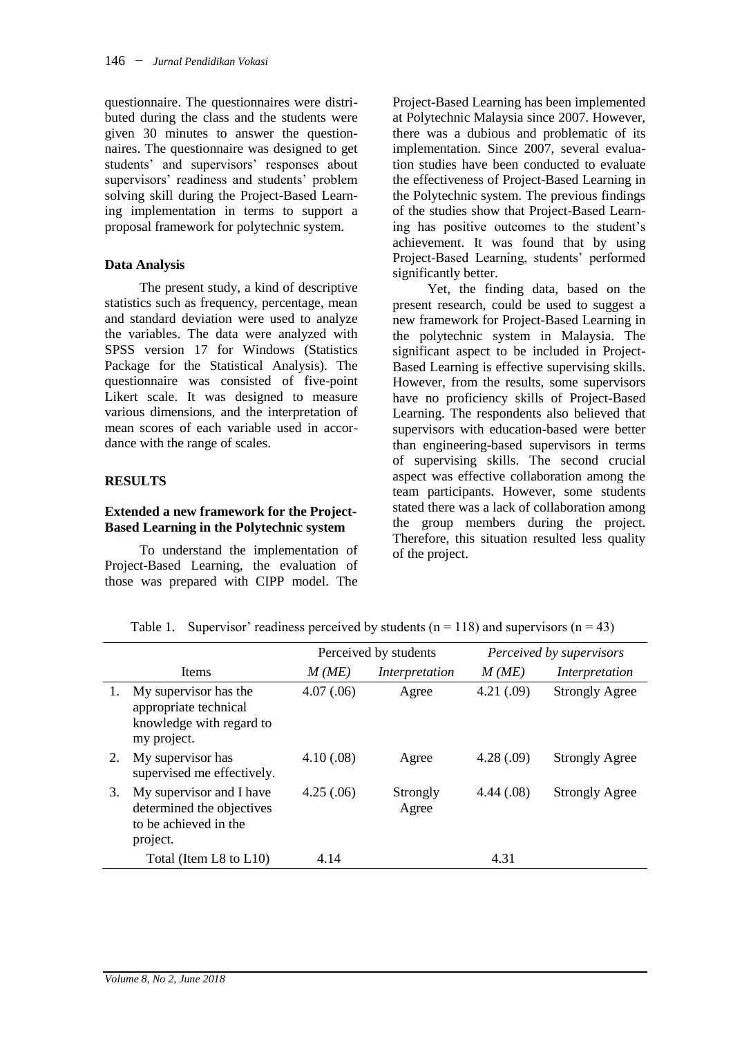questionnaire. The questionnaires were distributed during the class and the students were given 30 minutes to answer the questionnaires. The questionnaire was designed to get students' and supervisors' responses about supervisors' readiness and students' problem solving skill during the Project-Based Learning implementation in terms to support a proposal framework for polytechnic system.

### Data Analysis

The present study, a kind of descriptive statistics such as frequency, percentage, mean and standard deviation were used to analyze the variables. The data were analyzed with SPSS version 17 for Windows (Statistics Package for the Statistical Analysis). The questionnaire was consisted of five-point Likert scale. It was designed to measure various dimensions, and the interpretation of mean scores of each variable used in accordance with the range of scales.

## RESULTS

### Extended a new framework for the Project-Based Learning in the Polytechnic system

To understand the implementation of Project-Based Learning, the evaluation of those was prepared with CIPP model. The Project-Based Learning has been implemented at Polytechnic Malaysia since 2007. However, there was a dubious and problematic of its implementation. Since 2007, several evaluation studies have been conducted to evaluate the effectiveness of Project-Based Learning in the Polytechnic system. The previous findings of the studies show that Project-Based Learning has positive outcomes to the student's achievement. It was found that by using Project-Based Learning, students' performed significantly better.

Yet, the finding data, based on the present research, could be used to suggest a new framework for Project-Based Learning in the polytechnic system in Malaysia. The significant aspect to be included in Project-Based Learning is effective supervising skills. However, from the results, some supervisors have no proficiency skills of Project-Based Learning. The respondents also believed that supervisors with education-based were better than engineering-based supervisors in terms of supervising skills. The second crucial aspect was effective collaboration among the team participants. However, some students stated there was a lack of collaboration among the group members during the project. Therefore, this situation resulted less quality of the project.

Table 1. Supervisor' readiness perceived by students ($n = 118$) and supervisors ($n = 43$)

| | Items | Perceived by students | | *Perceived by supervisors* | |
|---|---|---|---|---|---|
| | | *M (ME)* | *Interpretation* | *M (ME)* | *Interpretation* |
| 1. | My supervisor has the appropriate technical knowledge with regard to my project. | 4.07 (.06) | Agree | 4.21 (.09) | Strongly Agree |
| 2. | My supervisor has supervised me effectively. | 4.10 (.08) | Agree | 4.28 (.09) | Strongly Agree |
| 3. | My supervisor and I have determined the objectives to be achieved in the project. | 4.25 (.06) | Strongly Agree | 4.44 (.08) | Strongly Agree |
| | Total (Item L8 to L10) | 4.14 | | 4.31 | |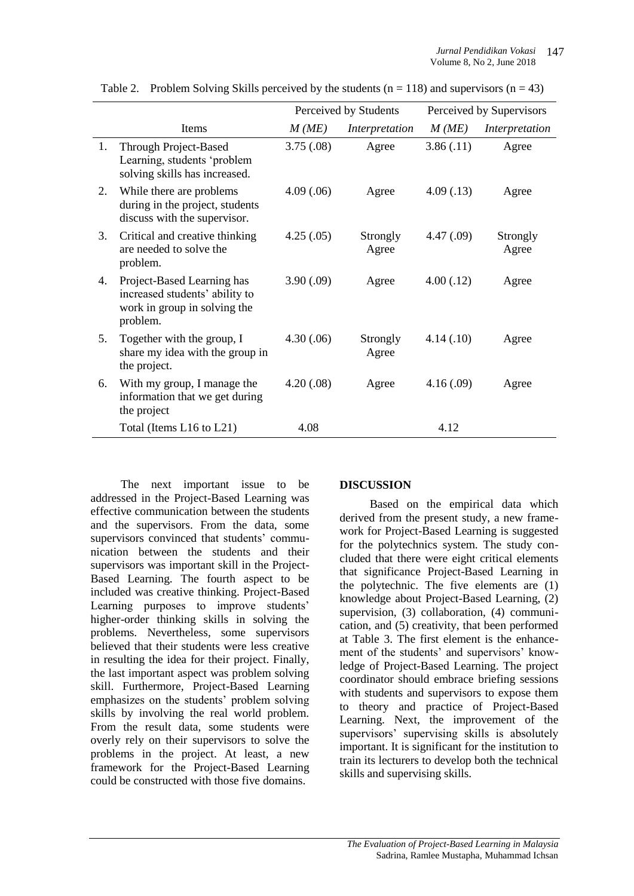Table 2. Problem Solving Skills perceived by the students (n = 118) and supervisors (n = 43)

| | Items | Perceived by Students | | Perceived by Supervisors | |
|---|---|---|---|---|---|
| | | *M (ME)* | *Interpretation* | *M (ME)* | *Interpretation* |
| 1. | Through Project-Based Learning, students 'problem solving skills has increased. | 3.75 (.08) | Agree | 3.86 (.11) | Agree |
| 2. | While there are problems during in the project, students discuss with the supervisor. | 4.09 (.06) | Agree | 4.09 (.13) | Agree |
| 3. | Critical and creative thinking are needed to solve the problem. | 4.25 (.05) | Strongly Agree | 4.47 (.09) | Strongly Agree |
| 4. | Project-Based Learning has increased students' ability to work in group in solving the problem. | 3.90 (.09) | Agree | 4.00 (.12) | Agree |
| 5. | Together with the group, I share my idea with the group in the project. | 4.30 (.06) | Strongly Agree | 4.14 (.10) | Agree |
| 6. | With my group, I manage the information that we get during the project | 4.20 (.08) | Agree | 4.16 (.09) | Agree |
| | Total (Items L16 to L21) | 4.08 | | 4.12 | |

The next important issue to be addressed in the Project-Based Learning was effective communication between the students and the supervisors. From the data, some supervisors convinced that students' communication between the students and their supervisors was important skill in the Project-Based Learning. The fourth aspect to be included was creative thinking. Project-Based Learning purposes to improve students' higher-order thinking skills in solving the problems. Nevertheless, some supervisors believed that their students were less creative in resulting the idea for their project. Finally, the last important aspect was problem solving skill. Furthermore, Project-Based Learning emphasizes on the students' problem solving skills by involving the real world problem. From the result data, some students were overly rely on their supervisors to solve the problems in the project. At least, a new framework for the Project-Based Learning could be constructed with those five domains.

## DISCUSSION

Based on the empirical data which derived from the present study, a new framework for Project-Based Learning is suggested for the polytechnics system. The study concluded that there were eight critical elements that significance Project-Based Learning in the polytechnic. The five elements are (1) knowledge about Project-Based Learning, (2) supervision, (3) collaboration, (4) communication, and (5) creativity, that been performed at Table 3. The first element is the enhancement of the students' and supervisors' knowledge of Project-Based Learning. The project coordinator should embrace briefing sessions with students and supervisors to expose them to theory and practice of Project-Based Learning. Next, the improvement of the supervisors' supervising skills is absolutely important. It is significant for the institution to train its lecturers to develop both the technical skills and supervising skills.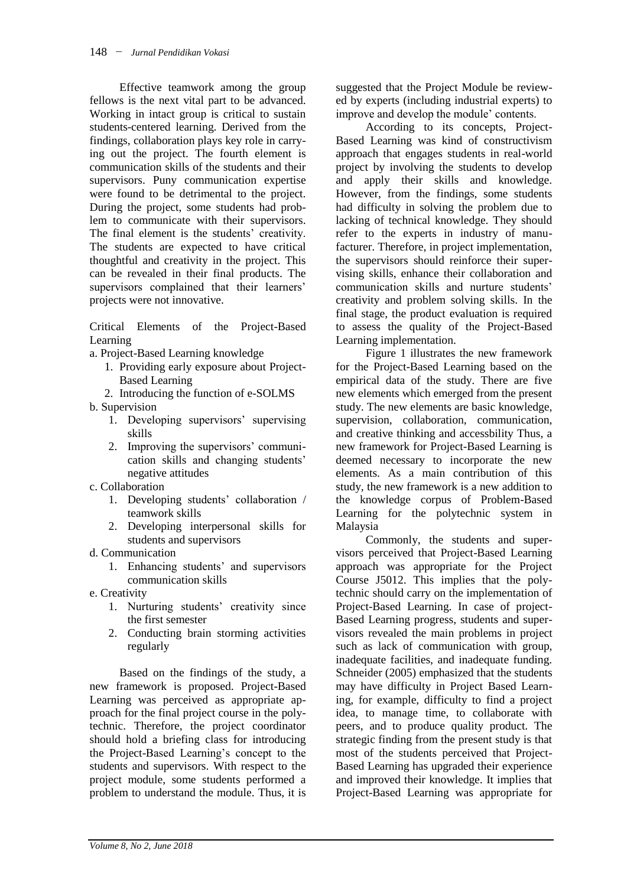Effective teamwork among the group fellows is the next vital part to be advanced. Working in intact group is critical to sustain students-centered learning. Derived from the findings, collaboration plays key role in carrying out the project. The fourth element is communication skills of the students and their supervisors. Puny communication expertise were found to be detrimental to the project. During the project, some students had problem to communicate with their supervisors. The final element is the students' creativity. The students are expected to have critical thoughtful and creativity in the project. This can be revealed in their final products. The supervisors complained that their learners' projects were not innovative.

Critical Elements of the Project-Based Learning

a. Project-Based Learning knowledge
   1. Providing early exposure about Project-Based Learning
   2. Introducing the function of e-SOLMS
b. Supervision
   1. Developing supervisors' supervising skills
   2. Improving the supervisors' communication skills and changing students' negative attitudes
c. Collaboration
   1. Developing students' collaboration / teamwork skills
   2. Developing interpersonal skills for students and supervisors
d. Communication
   1. Enhancing students' and supervisors communication skills
e. Creativity
   1. Nurturing students' creativity since the first semester
   2. Conducting brain storming activities regularly

Based on the findings of the study, a new framework is proposed. Project-Based Learning was perceived as appropriate approach for the final project course in the polytechnic. Therefore, the project coordinator should hold a briefing class for introducing the Project-Based Learning's concept to the students and supervisors. With respect to the project module, some students performed a problem to understand the module. Thus, it is suggested that the Project Module be reviewed by experts (including industrial experts) to improve and develop the module' contents.

According to its concepts, Project-Based Learning was kind of constructivism approach that engages students in real-world project by involving the students to develop and apply their skills and knowledge. However, from the findings, some students had difficulty in solving the problem due to lacking of technical knowledge. They should refer to the experts in industry of manufacturer. Therefore, in project implementation, the supervisors should reinforce their supervising skills, enhance their collaboration and communication skills and nurture students' creativity and problem solving skills. In the final stage, the product evaluation is required to assess the quality of the Project-Based Learning implementation.

Figure 1 illustrates the new framework for the Project-Based Learning based on the empirical data of the study. There are five new elements which emerged from the present study. The new elements are basic knowledge, supervision, collaboration, communication, and creative thinking and accessbility Thus, a new framework for Project-Based Learning is deemed necessary to incorporate the new elements. As a main contribution of this study, the new framework is a new addition to the knowledge corpus of Problem-Based Learning for the polytechnic system in Malaysia

Commonly, the students and supervisors perceived that Project-Based Learning approach was appropriate for the Project Course J5012. This implies that the polytechnic should carry on the implementation of Project-Based Learning. In case of project-Based Learning progress, students and supervisors revealed the main problems in project such as lack of communication with group, inadequate facilities, and inadequate funding. Schneider (2005) emphasized that the students may have difficulty in Project Based Learning, for example, difficulty to find a project idea, to manage time, to collaborate with peers, and to produce quality product. The strategic finding from the present study is that most of the students perceived that Project-Based Learning has upgraded their experience and improved their knowledge. It implies that Project-Based Learning was appropriate for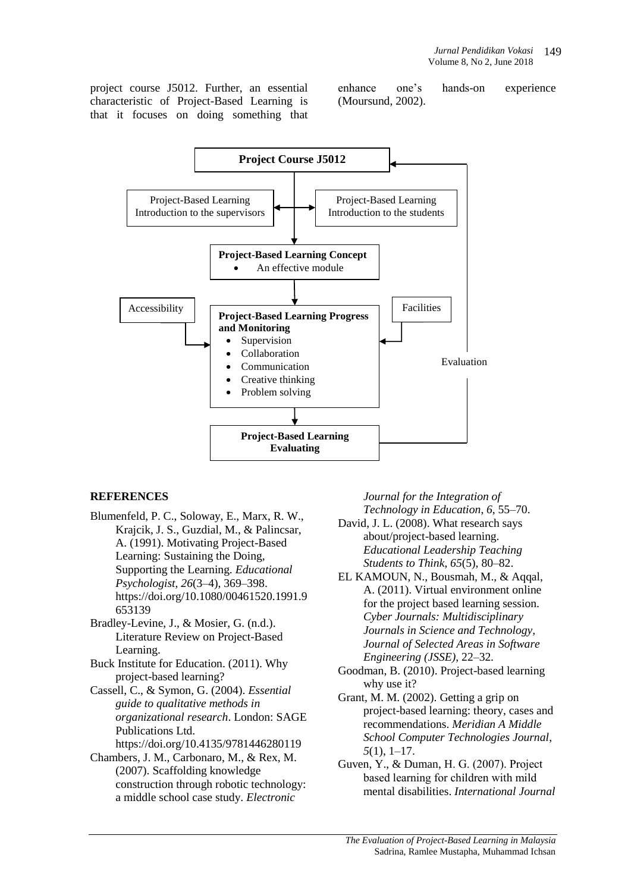project course J5012. Further, an essential characteristic of Project-Based Learning is that it focuses on doing something that enhance one's hands-on experience (Moursund, 2002).

**Project Course J5012**

Project-Based Learning Introduction to the supervisors

Project-Based Learning Introduction to the students

**Project-Based Learning Concept**

- An effective module

Accessibility

Facilities

**Project-Based Learning Progress and Monitoring**

- Supervision
- Collaboration
- Communication
- Creative thinking
- Problem solving

Evaluation

**Project-Based Learning Evaluating**

## REFERENCES

Blumenfeld, P. C., Soloway, E., Marx, R. W., Krajcik, J. S., Guzdial, M., & Palincsar, A. (1991). Motivating Project-Based Learning: Sustaining the Doing, Supporting the Learning. *Educational Psychologist*, *26*(3–4), 369–398. https://doi.org/10.1080/00461520.1991.9653139

Bradley-Levine, J., & Mosier, G. (n.d.). Literature Review on Project-Based Learning.

Buck Institute for Education. (2011). Why project-based learning?

Cassell, C., & Symon, G. (2004). *Essential guide to qualitative methods in organizational research*. London: SAGE Publications Ltd. https://doi.org/10.4135/9781446280119

Chambers, J. M., Carbonaro, M., & Rex, M. (2007). Scaffolding knowledge construction through robotic technology: a middle school case study. *Electronic Journal for the Integration of Technology in Education*, *6*, 55–70.

David, J. L. (2008). What research says about/project-based learning. *Educational Leadership Teaching Students to Think*, *65*(5), 80–82.

EL KAMOUN, N., Bousmah, M., & Aqqal, A. (2011). Virtual environment online for the project based learning session. *Cyber Journals: Multidisciplinary Journals in Science and Technology, Journal of Selected Areas in Software Engineering (JSSE)*, 22–32.

Goodman, B. (2010). Project-based learning why use it?

Grant, M. M. (2002). Getting a grip on project-based learning: theory, cases and recommendations. *Meridian A Middle School Computer Technologies Journal*, *5*(1), 1–17.

Guven, Y., & Duman, H. G. (2007). Project based learning for children with mild mental disabilities. *International Journal*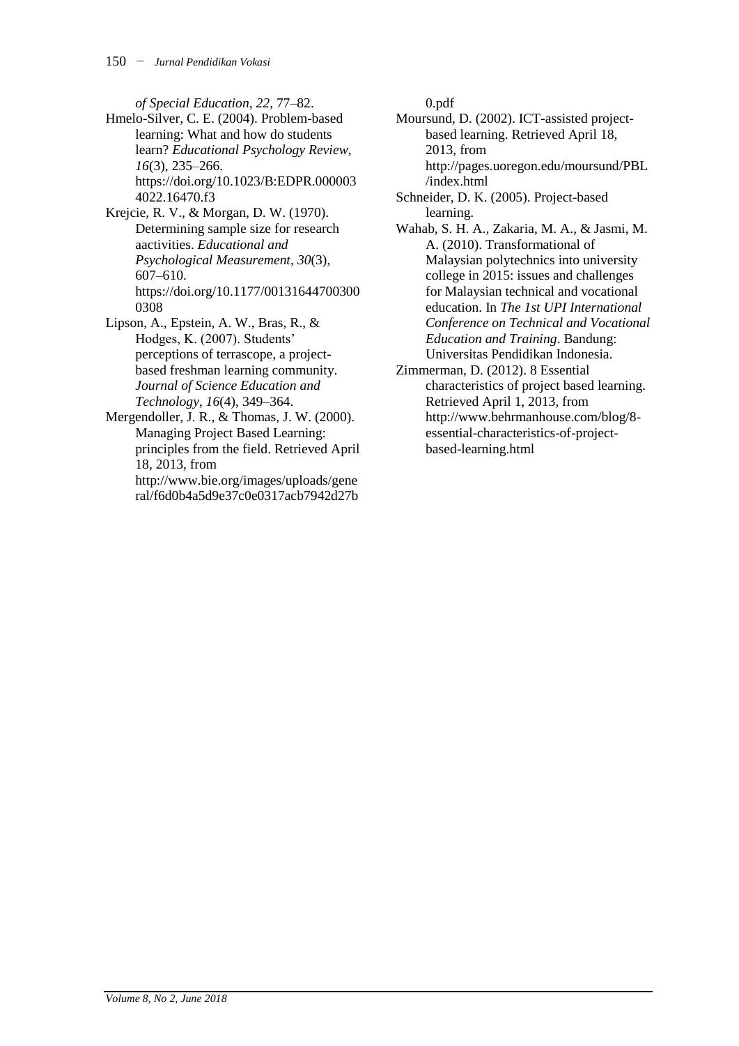*of Special Education*, *22*, 77–82.

Hmelo-Silver, C. E. (2004). Problem-based learning: What and how do students learn? *Educational Psychology Review*, *16*(3), 235–266. https://doi.org/10.1023/B:EDPR.0000034022.16470.f3

Krejcie, R. V., & Morgan, D. W. (1970). Determining sample size for research aactivities. *Educational and Psychological Measurement*, *30*(3), 607–610. https://doi.org/10.1177/001316447003000308

Lipson, A., Epstein, A. W., Bras, R., & Hodges, K. (2007). Students' perceptions of terrascope, a project-based freshman learning community. *Journal of Science Education and Technology*, *16*(4), 349–364.

Mergendoller, J. R., & Thomas, J. W. (2000). Managing Project Based Learning: principles from the field. Retrieved April 18, 2013, from http://www.bie.org/images/uploads/general/f6d0b4a5d9e37c0e0317acb7942d27b0.pdf

Moursund, D. (2002). ICT-assisted project-based learning. Retrieved April 18, 2013, from http://pages.uoregon.edu/moursund/PBL/index.html

Schneider, D. K. (2005). Project-based learning.

Wahab, S. H. A., Zakaria, M. A., & Jasmi, M. A. (2010). Transformational of Malaysian polytechnics into university college in 2015: issues and challenges for Malaysian technical and vocational education. In *The 1st UPI International Conference on Technical and Vocational Education and Training*. Bandung: Universitas Pendidikan Indonesia.

Zimmerman, D. (2012). 8 Essential characteristics of project based learning. Retrieved April 1, 2013, from http://www.behrmanhouse.com/blog/8-essential-characteristics-of-project-based-learning.html